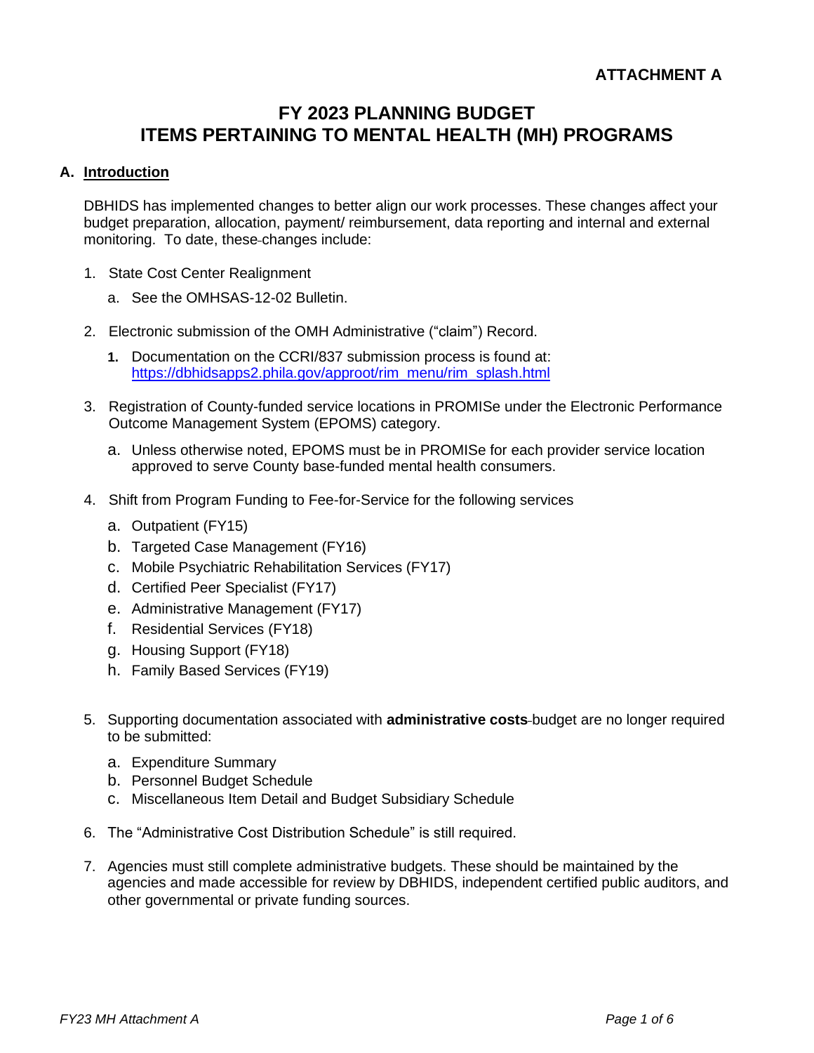**ATTACHMENT A**

# FY 2023 PLANNING BUDGET
# ITEMS PERTAINING TO MENTAL HEALTH (MH) PROGRAMS

## A. Introduction

DBHIDS has implemented changes to better align our work processes. These changes affect your budget preparation, allocation, payment/ reimbursement, data reporting and internal and external monitoring. To date, these changes include:

1. State Cost Center Realignment
   a. See the OMHSAS-12-02 Bulletin.

2. Electronic submission of the OMH Administrative ("claim") Record.
   1. Documentation on the CCRI/837 submission process is found at: https://dbhidsapps2.phila.gov/approot/rim_menu/rim_splash.html

3. Registration of County-funded service locations in PROMISe under the Electronic Performance Outcome Management System (EPOMS) category.
   a. Unless otherwise noted, EPOMS must be in PROMISe for each provider service location approved to serve County base-funded mental health consumers.

4. Shift from Program Funding to Fee-for-Service for the following services
   a. Outpatient (FY15)
   b. Targeted Case Management (FY16)
   c. Mobile Psychiatric Rehabilitation Services (FY17)
   d. Certified Peer Specialist (FY17)
   e. Administrative Management (FY17)
   f. Residential Services (FY18)
   g. Housing Support (FY18)
   h. Family Based Services (FY19)

5. Supporting documentation associated with **administrative costs** budget are no longer required to be submitted:
   a. Expenditure Summary
   b. Personnel Budget Schedule
   c. Miscellaneous Item Detail and Budget Subsidiary Schedule

6. The "Administrative Cost Distribution Schedule" is still required.

7. Agencies must still complete administrative budgets. These should be maintained by the agencies and made accessible for review by DBHIDS, independent certified public auditors, and other governmental or private funding sources.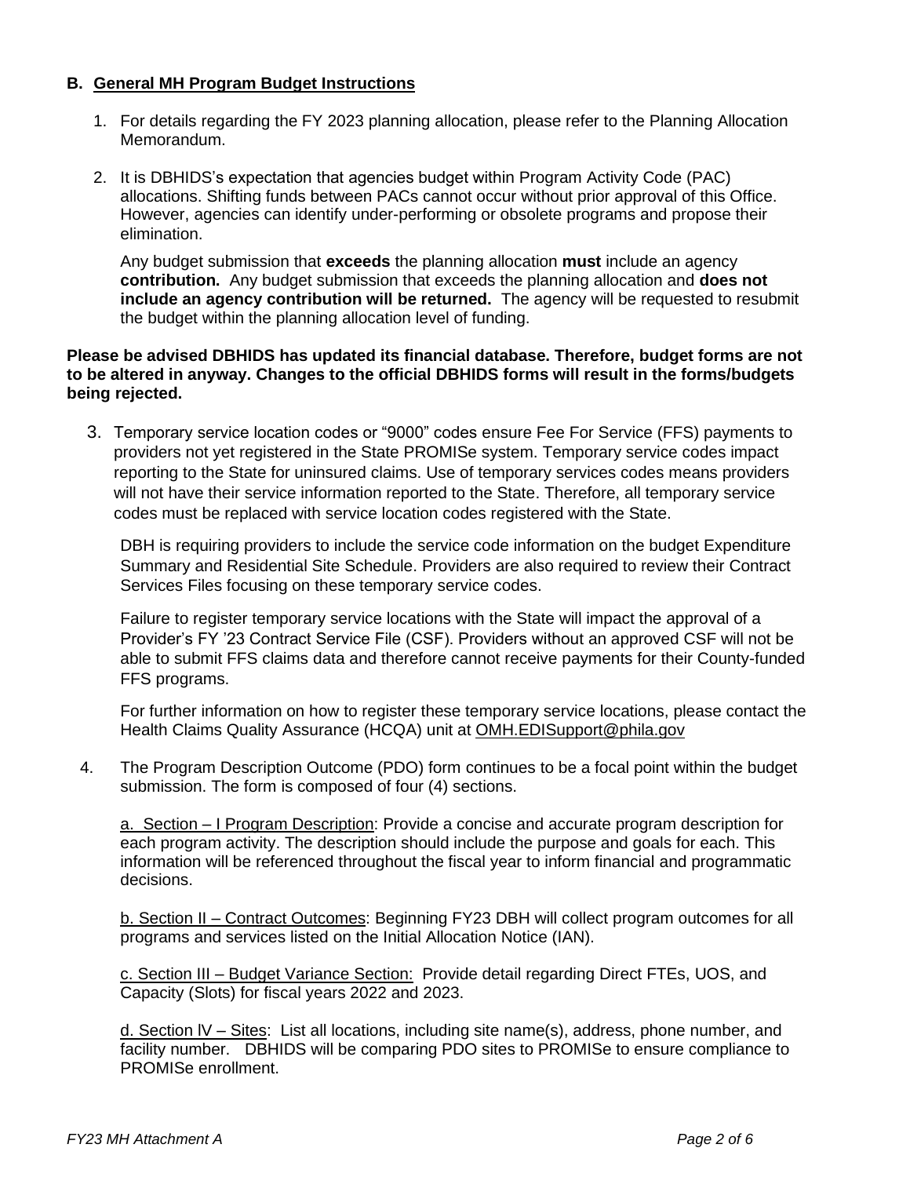## B. General MH Program Budget Instructions

1. For details regarding the FY 2023 planning allocation, please refer to the Planning Allocation Memorandum.

2. It is DBHIDS's expectation that agencies budget within Program Activity Code (PAC) allocations. Shifting funds between PACs cannot occur without prior approval of this Office. However, agencies can identify under-performing or obsolete programs and propose their elimination.

   Any budget submission that **exceeds** the planning allocation **must** include an agency **contribution.** Any budget submission that exceeds the planning allocation and **does not include an agency contribution will be returned.** The agency will be requested to resubmit the budget within the planning allocation level of funding.

**Please be advised DBHIDS has updated its financial database. Therefore, budget forms are not to be altered in anyway. Changes to the official DBHIDS forms will result in the forms/budgets being rejected.**

3. Temporary service location codes or "9000" codes ensure Fee For Service (FFS) payments to providers not yet registered in the State PROMISe system. Temporary service codes impact reporting to the State for uninsured claims. Use of temporary services codes means providers will not have their service information reported to the State. Therefore, all temporary service codes must be replaced with service location codes registered with the State.

   DBH is requiring providers to include the service code information on the budget Expenditure Summary and Residential Site Schedule. Providers are also required to review their Contract Services Files focusing on these temporary service codes.

   Failure to register temporary service locations with the State will impact the approval of a Provider's FY '23 Contract Service File (CSF). Providers without an approved CSF will not be able to submit FFS claims data and therefore cannot receive payments for their County-funded FFS programs.

   For further information on how to register these temporary service locations, please contact the Health Claims Quality Assurance (HCQA) unit at OMH.EDISupport@phila.gov

4. The Program Description Outcome (PDO) form continues to be a focal point within the budget submission. The form is composed of four (4) sections.

   a. Section – I Program Description: Provide a concise and accurate program description for each program activity. The description should include the purpose and goals for each. This information will be referenced throughout the fiscal year to inform financial and programmatic decisions.

   b. Section II – Contract Outcomes: Beginning FY23 DBH will collect program outcomes for all programs and services listed on the Initial Allocation Notice (IAN).

   c. Section III – Budget Variance Section: Provide detail regarding Direct FTEs, UOS, and Capacity (Slots) for fiscal years 2022 and 2023.

   d. Section lV – Sites: List all locations, including site name(s), address, phone number, and facility number. DBHIDS will be comparing PDO sites to PROMISe to ensure compliance to PROMISe enrollment.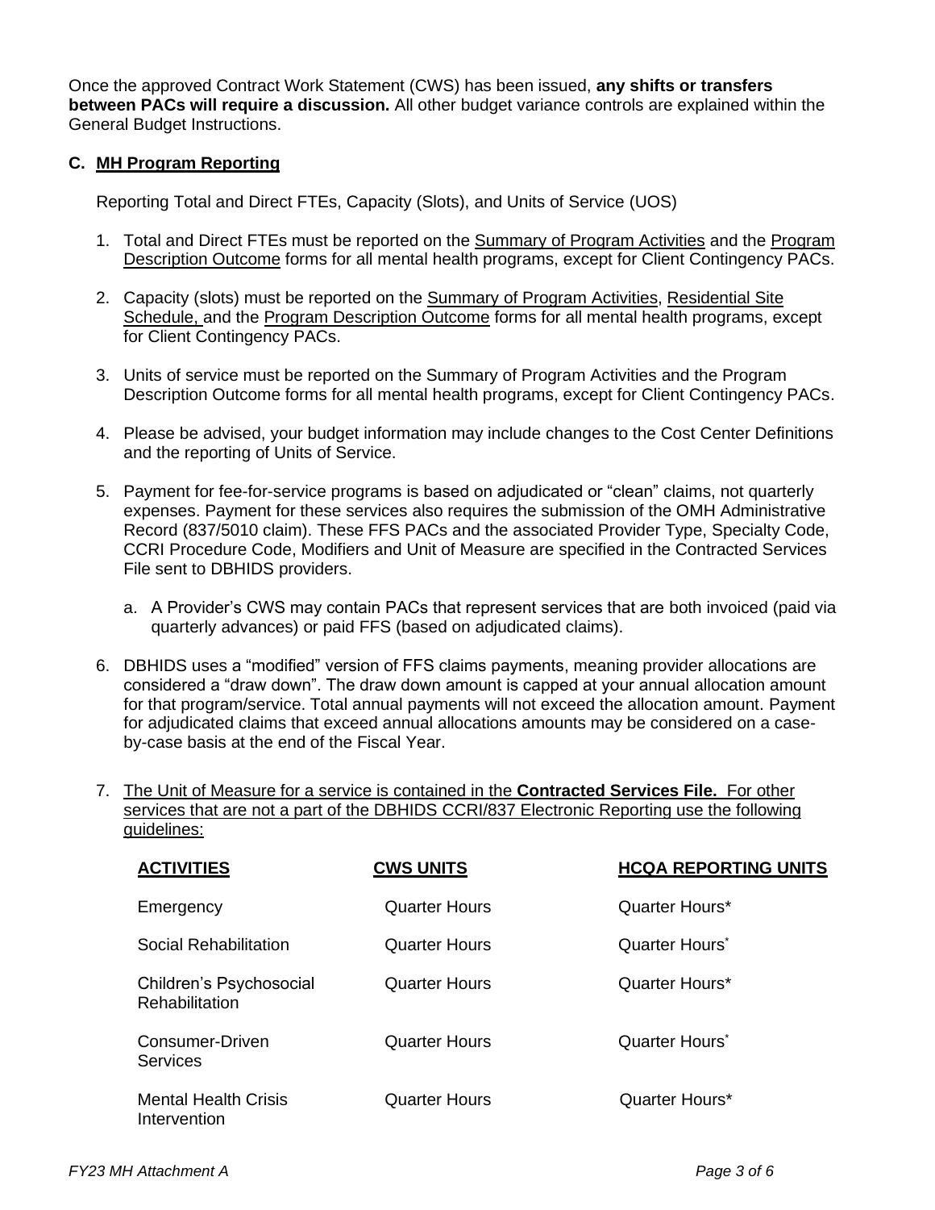Once the approved Contract Work Statement (CWS) has been issued, **any shifts or transfers between PACs will require a discussion.** All other budget variance controls are explained within the General Budget Instructions.

### C. MH Program Reporting

Reporting Total and Direct FTEs, Capacity (Slots), and Units of Service (UOS)

1. Total and Direct FTEs must be reported on the Summary of Program Activities and the Program Description Outcome forms for all mental health programs, except for Client Contingency PACs.

2. Capacity (slots) must be reported on the Summary of Program Activities, Residential Site Schedule, and the Program Description Outcome forms for all mental health programs, except for Client Contingency PACs.

3. Units of service must be reported on the Summary of Program Activities and the Program Description Outcome forms for all mental health programs, except for Client Contingency PACs.

4. Please be advised, your budget information may include changes to the Cost Center Definitions and the reporting of Units of Service.

5. Payment for fee-for-service programs is based on adjudicated or "clean" claims, not quarterly expenses. Payment for these services also requires the submission of the OMH Administrative Record (837/5010 claim). These FFS PACs and the associated Provider Type, Specialty Code, CCRI Procedure Code, Modifiers and Unit of Measure are specified in the Contracted Services File sent to DBHIDS providers.

   a. A Provider's CWS may contain PACs that represent services that are both invoiced (paid via quarterly advances) or paid FFS (based on adjudicated claims).

6. DBHIDS uses a "modified" version of FFS claims payments, meaning provider allocations are considered a "draw down". The draw down amount is capped at your annual allocation amount for that program/service. Total annual payments will not exceed the allocation amount. Payment for adjudicated claims that exceed annual allocations amounts may be considered on a case-by-case basis at the end of the Fiscal Year.

7. The Unit of Measure for a service is contained in the **Contracted Services File.** For other services that are not a part of the DBHIDS CCRI/837 Electronic Reporting use the following guidelines:

| ACTIVITIES | CWS UNITS | HCQA REPORTING UNITS |
|---|---|---|
| Emergency | Quarter Hours | Quarter Hours* |
| Social Rehabilitation | Quarter Hours | Quarter Hours* |
| Children's Psychosocial Rehabilitation | Quarter Hours | Quarter Hours* |
| Consumer-Driven Services | Quarter Hours | Quarter Hours* |
| Mental Health Crisis Intervention | Quarter Hours | Quarter Hours* |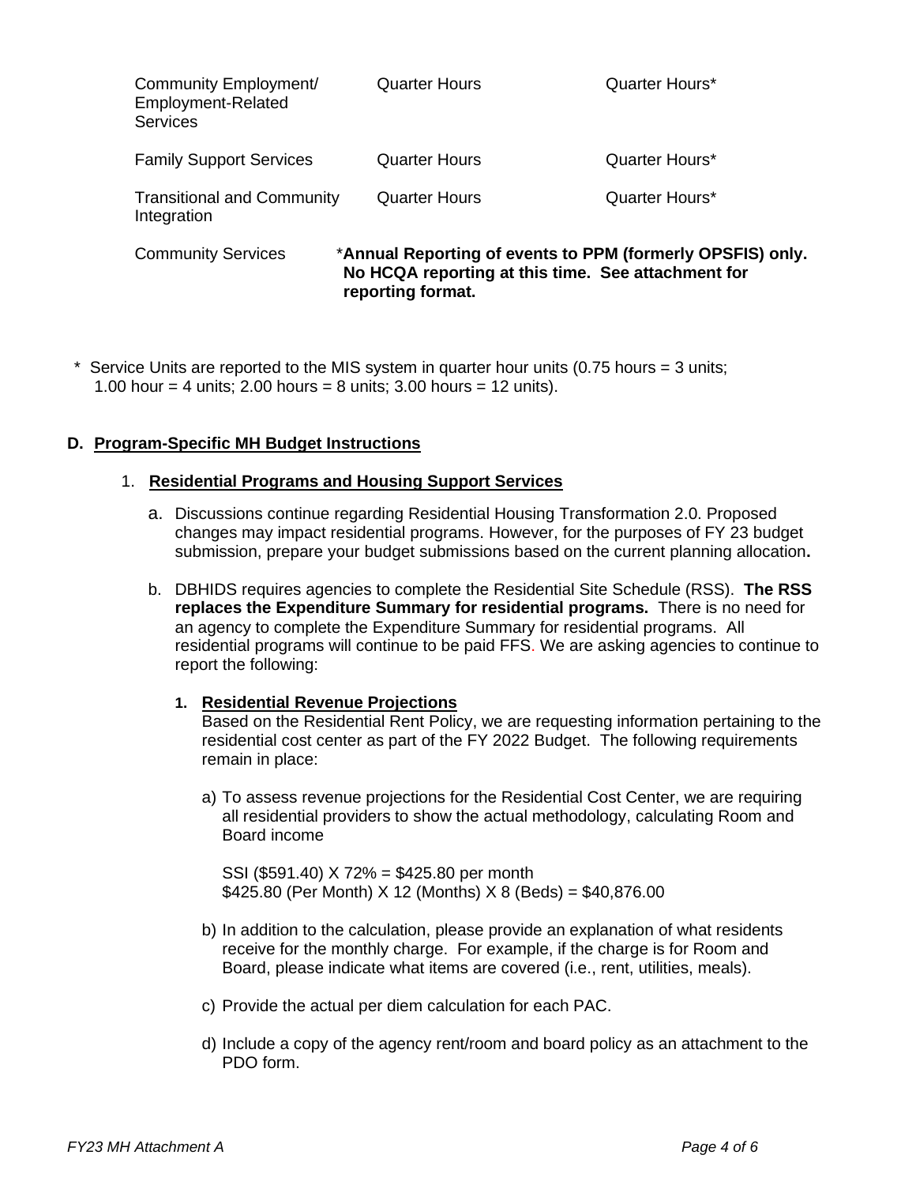| | | |
|---|---|---|
| Community Employment/ Employment-Related Services | Quarter Hours | Quarter Hours* |
| Family Support Services | Quarter Hours | Quarter Hours* |
| Transitional and Community Integration | Quarter Hours | Quarter Hours* |
| Community Services | *__Annual Reporting of events to PPM (formerly OPSFIS) only. No HCQA reporting at this time. See attachment for reporting format.__ | |

\* Service Units are reported to the MIS system in quarter hour units (0.75 hours = 3 units; 1.00 hour = 4 units; 2.00 hours = 8 units; 3.00 hours = 12 units).

## D. Program-Specific MH Budget Instructions

### 1. Residential Programs and Housing Support Services

a. Discussions continue regarding Residential Housing Transformation 2.0. Proposed changes may impact residential programs. However, for the purposes of FY 23 budget submission, prepare your budget submissions based on the current planning allocation**.**

b. DBHIDS requires agencies to complete the Residential Site Schedule (RSS). **The RSS replaces the Expenditure Summary for residential programs.** There is no need for an agency to complete the Expenditure Summary for residential programs. All residential programs will continue to be paid FFS. We are asking agencies to continue to report the following:

**1. Residential Revenue Projections**

Based on the Residential Rent Policy, we are requesting information pertaining to the residential cost center as part of the FY 2022 Budget. The following requirements remain in place:

a) To assess revenue projections for the Residential Cost Center, we are requiring all residential providers to show the actual methodology, calculating Room and Board income

SSI ($591.40) X 72% = $425.80 per month
$425.80 (Per Month) X 12 (Months) X 8 (Beds) = $40,876.00

b) In addition to the calculation, please provide an explanation of what residents receive for the monthly charge. For example, if the charge is for Room and Board, please indicate what items are covered (i.e., rent, utilities, meals).

c) Provide the actual per diem calculation for each PAC.

d) Include a copy of the agency rent/room and board policy as an attachment to the PDO form.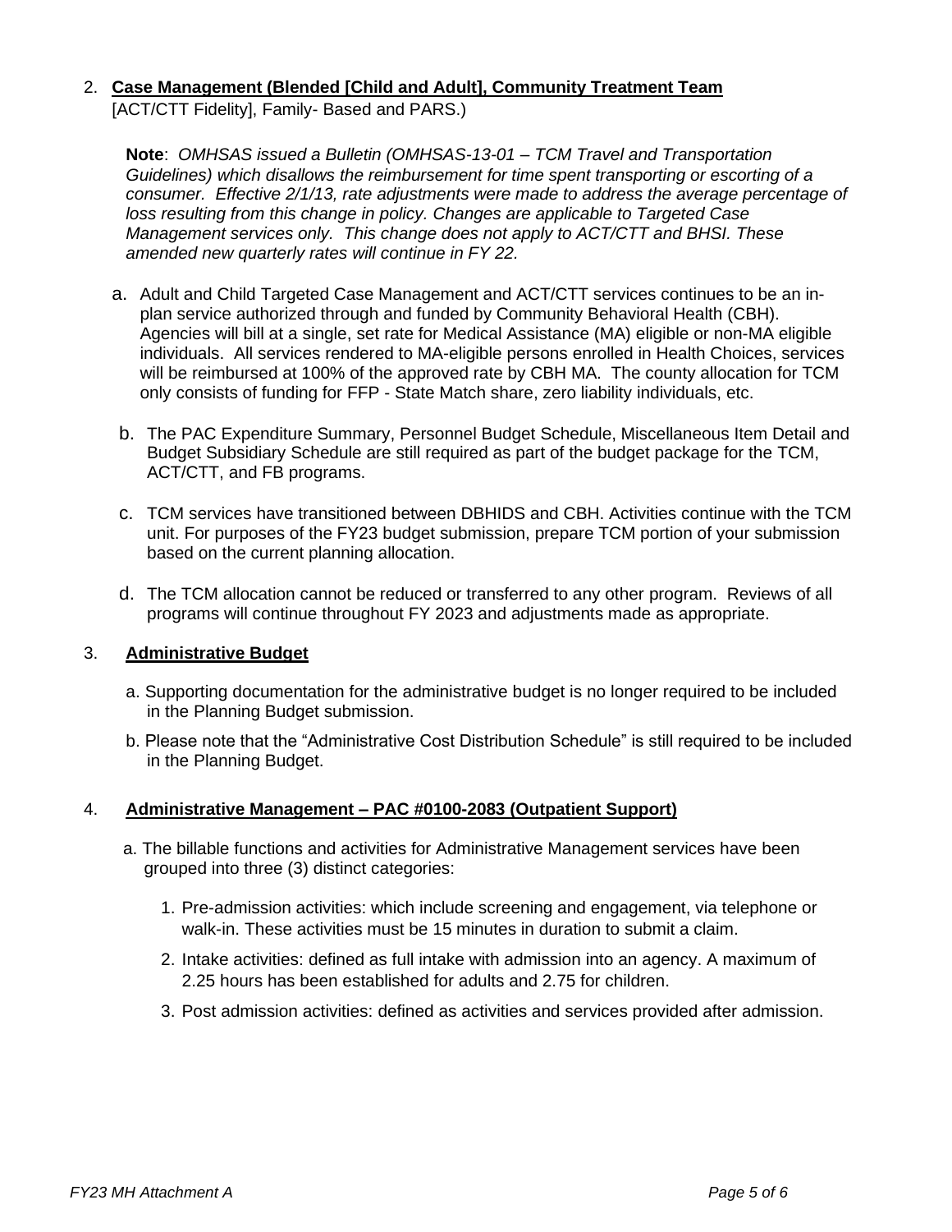2. **Case Management (Blended [Child and Adult], Community Treatment Team** [ACT/CTT Fidelity], Family- Based and PARS.)

   **Note**: *OMHSAS issued a Bulletin (OMHSAS-13-01 – TCM Travel and Transportation Guidelines) which disallows the reimbursement for time spent transporting or escorting of a consumer. Effective 2/1/13, rate adjustments were made to address the average percentage of loss resulting from this change in policy. Changes are applicable to Targeted Case Management services only. This change does not apply to ACT/CTT and BHSI. These amended new quarterly rates will continue in FY 22.*

   a. Adult and Child Targeted Case Management and ACT/CTT services continues to be an in-plan service authorized through and funded by Community Behavioral Health (CBH). Agencies will bill at a single, set rate for Medical Assistance (MA) eligible or non-MA eligible individuals. All services rendered to MA-eligible persons enrolled in Health Choices, services will be reimbursed at 100% of the approved rate by CBH MA. The county allocation for TCM only consists of funding for FFP - State Match share, zero liability individuals, etc.

   b. The PAC Expenditure Summary, Personnel Budget Schedule, Miscellaneous Item Detail and Budget Subsidiary Schedule are still required as part of the budget package for the TCM, ACT/CTT, and FB programs.

   c. TCM services have transitioned between DBHIDS and CBH. Activities continue with the TCM unit. For purposes of the FY23 budget submission, prepare TCM portion of your submission based on the current planning allocation.

   d. The TCM allocation cannot be reduced or transferred to any other program. Reviews of all programs will continue throughout FY 2023 and adjustments made as appropriate.

3. **Administrative Budget**

   a. Supporting documentation for the administrative budget is no longer required to be included in the Planning Budget submission.

   b. Please note that the "Administrative Cost Distribution Schedule" is still required to be included in the Planning Budget.

4. **Administrative Management – PAC #0100-2083 (Outpatient Support)**

   a. The billable functions and activities for Administrative Management services have been grouped into three (3) distinct categories:

      1. Pre-admission activities: which include screening and engagement, via telephone or walk-in. These activities must be 15 minutes in duration to submit a claim.
      2. Intake activities: defined as full intake with admission into an agency. A maximum of 2.25 hours has been established for adults and 2.75 for children.
      3. Post admission activities: defined as activities and services provided after admission.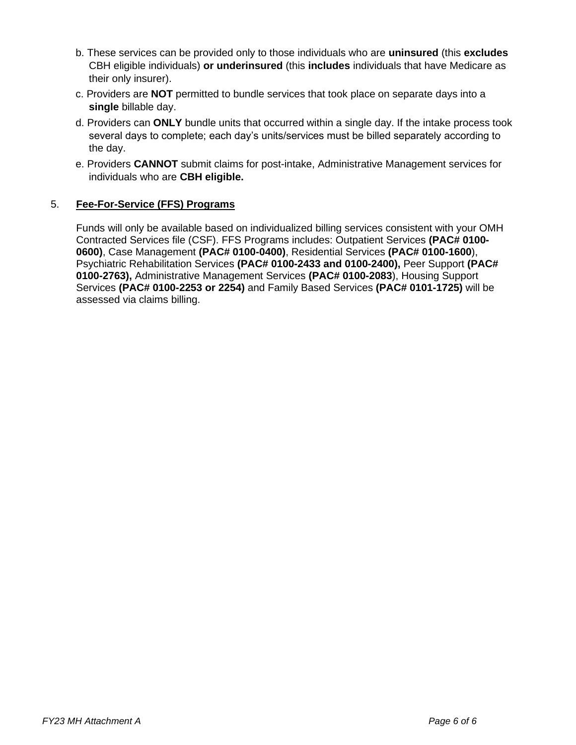b. These services can be provided only to those individuals who are **uninsured** (this **excludes** CBH eligible individuals) **or underinsured** (this **includes** individuals that have Medicare as their only insurer).

c. Providers are **NOT** permitted to bundle services that took place on separate days into a **single** billable day.

d. Providers can **ONLY** bundle units that occurred within a single day. If the intake process took several days to complete; each day's units/services must be billed separately according to the day.

e. Providers **CANNOT** submit claims for post-intake, Administrative Management services for individuals who are **CBH eligible.**

5. **Fee-For-Service (FFS) Programs**

Funds will only be available based on individualized billing services consistent with your OMH Contracted Services file (CSF). FFS Programs includes: Outpatient Services **(PAC# 0100-0600)**, Case Management **(PAC# 0100-0400)**, Residential Services **(PAC# 0100-1600**), Psychiatric Rehabilitation Services **(PAC# 0100-2433 and 0100-2400),** Peer Support **(PAC# 0100-2763),** Administrative Management Services **(PAC# 0100-2083**), Housing Support Services **(PAC# 0100-2253 or 2254)** and Family Based Services **(PAC# 0101-1725)** will be assessed via claims billing.